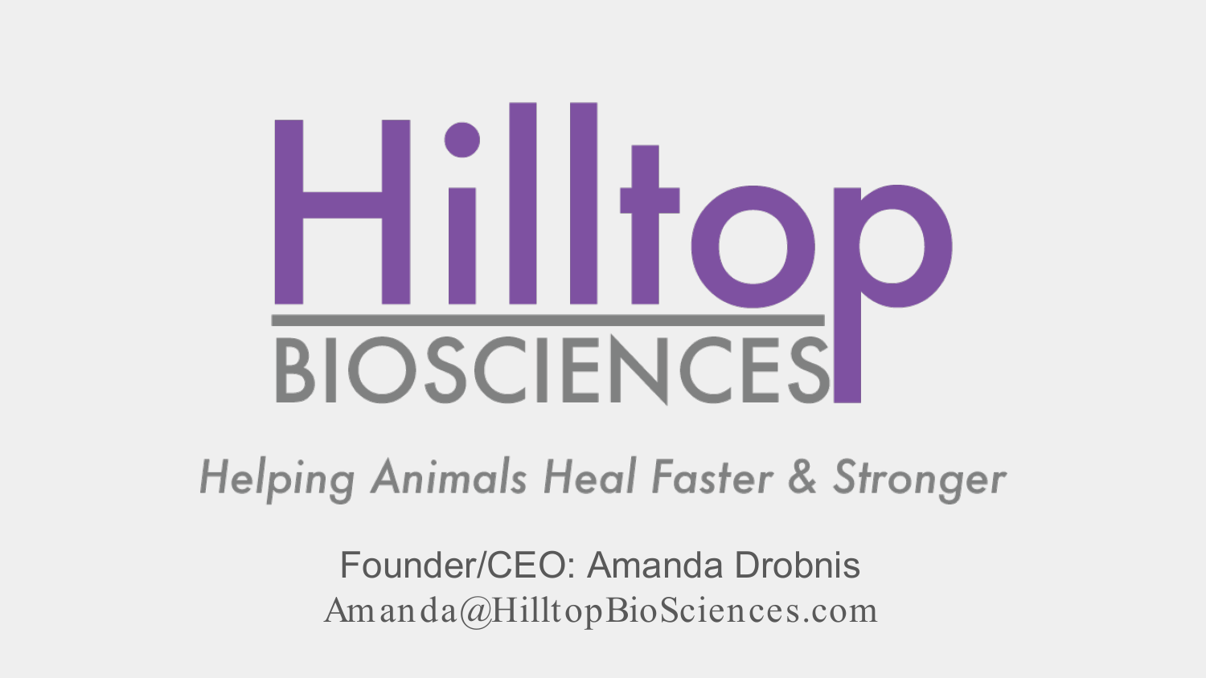# Hilltop BIOSCIENCES

*Helping Animals Heal Faster & Stronger*

Founder/CEO: Amanda Drobnis

Amanda@HilltopBioSciences.com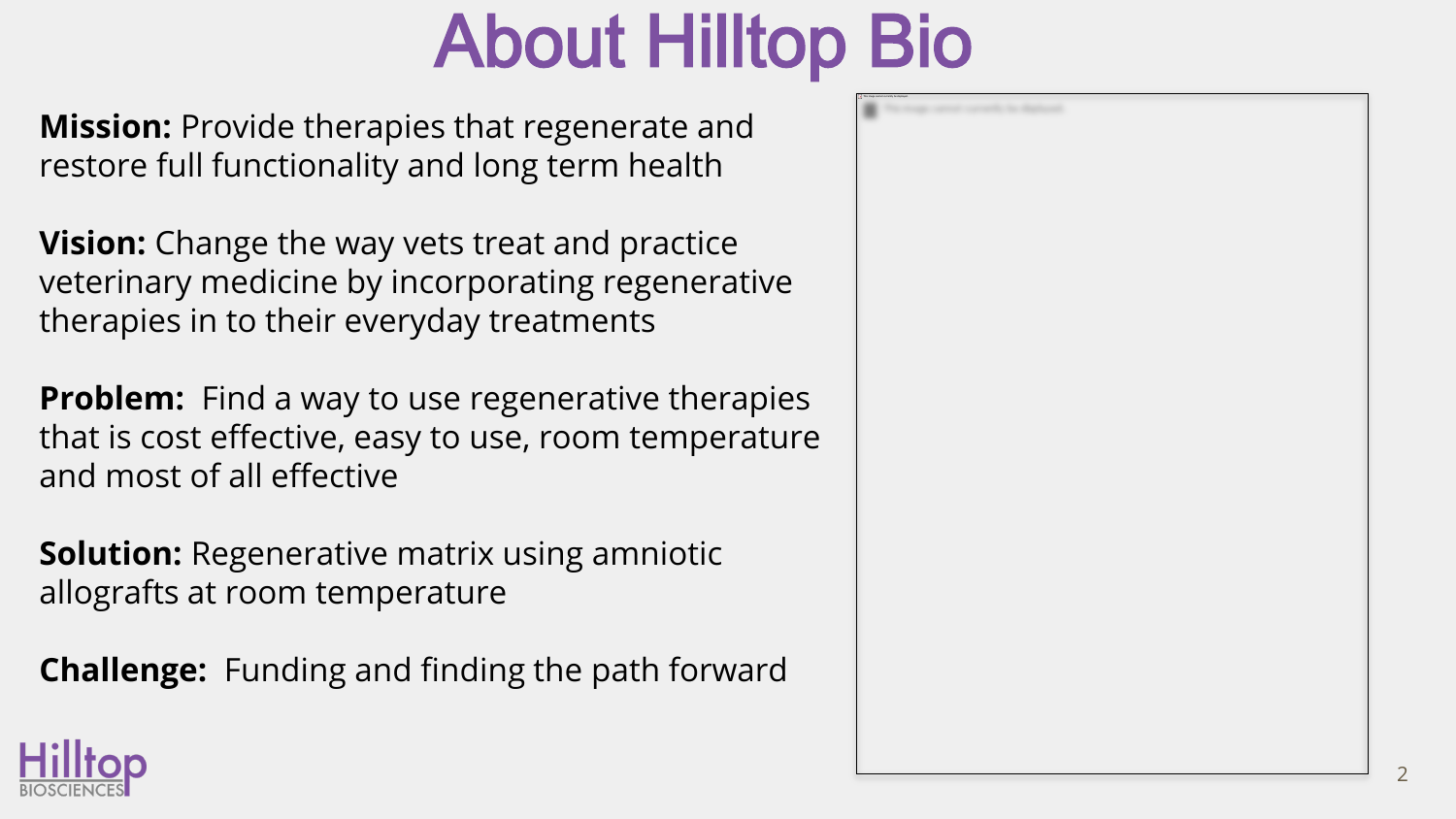# About Hilltop Bio

**Mission:** Provide therapies that regenerate and restore full functionality and long term health

**Vision:** Change the way vets treat and practice veterinary medicine by incorporating regenerative therapies in to their everyday treatments

**Problem:** Find a way to use regenerative therapies that is cost effective, easy to use, room temperature and most of all effective

**Solution:** Regenerative matrix using amniotic allografts at room temperature

**Challenge:** Funding and finding the path forward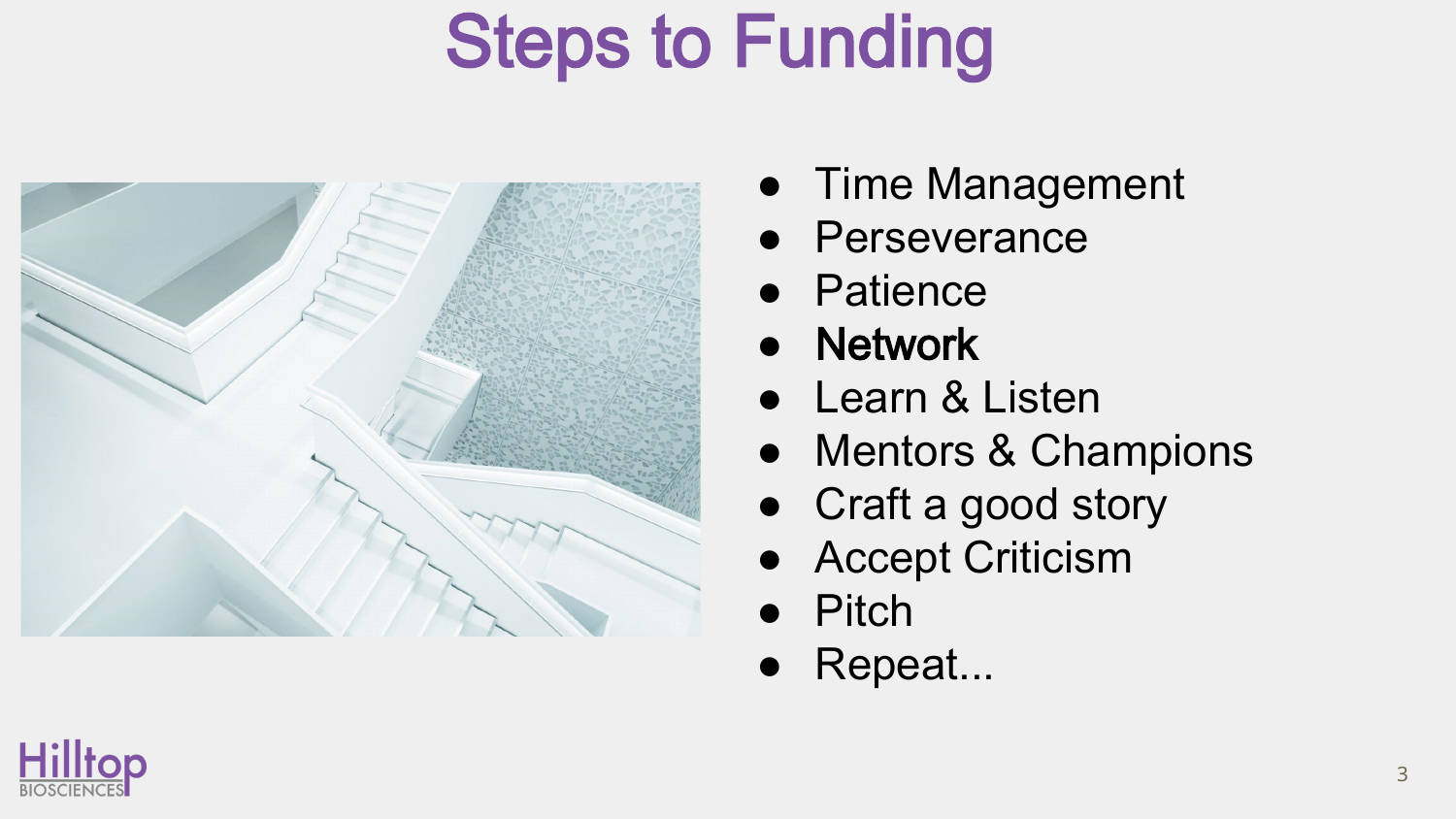# Steps to Funding

- Time Management
- Perseverance
- Patience
- **Network**
- Learn & Listen
- Mentors & Champions
- Craft a good story
- Accept Criticism
- Pitch
- Repeat...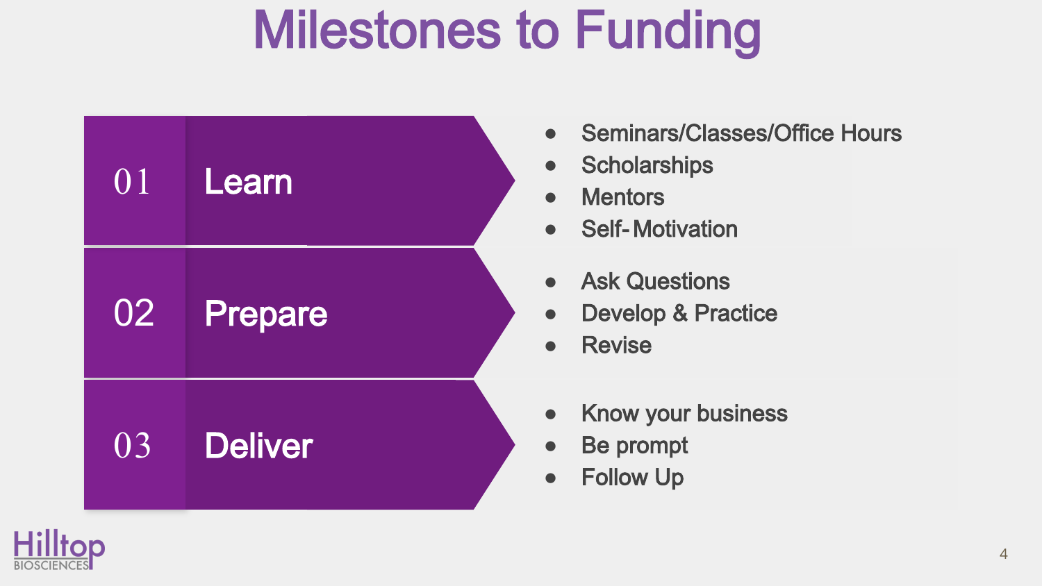# Milestones to Funding

## 01 Learn

- Seminars/Classes/Office Hours
- Scholarships
- Mentors
- Self- Motivation

## 02 Prepare

- Ask Questions
- Develop & Practice
- Revise

## 03 Deliver

- Know your business
- Be prompt
- Follow Up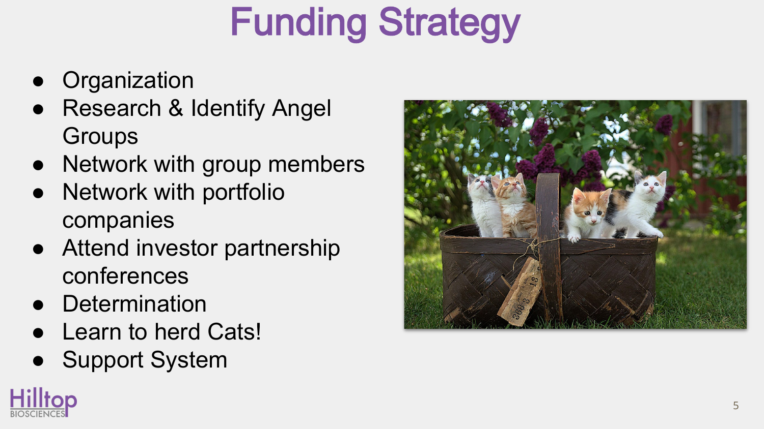# Funding Strategy

- Organization
- Research & Identify Angel Groups
- Network with group members
- Network with portfolio companies
- Attend investor partnership conferences
- Determination
- Learn to herd Cats!
- Support System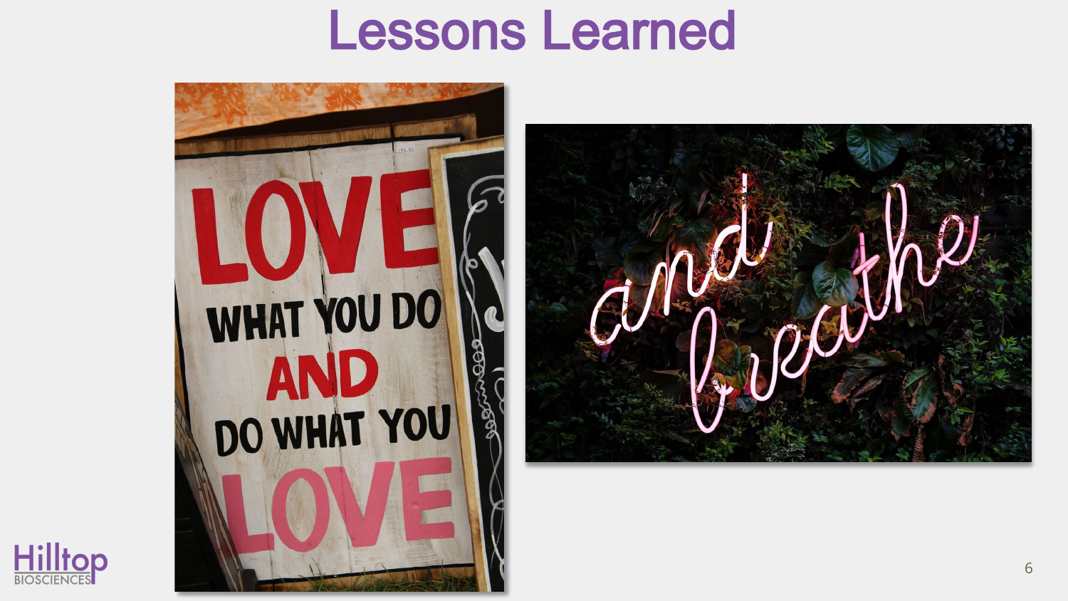# Lessons Learned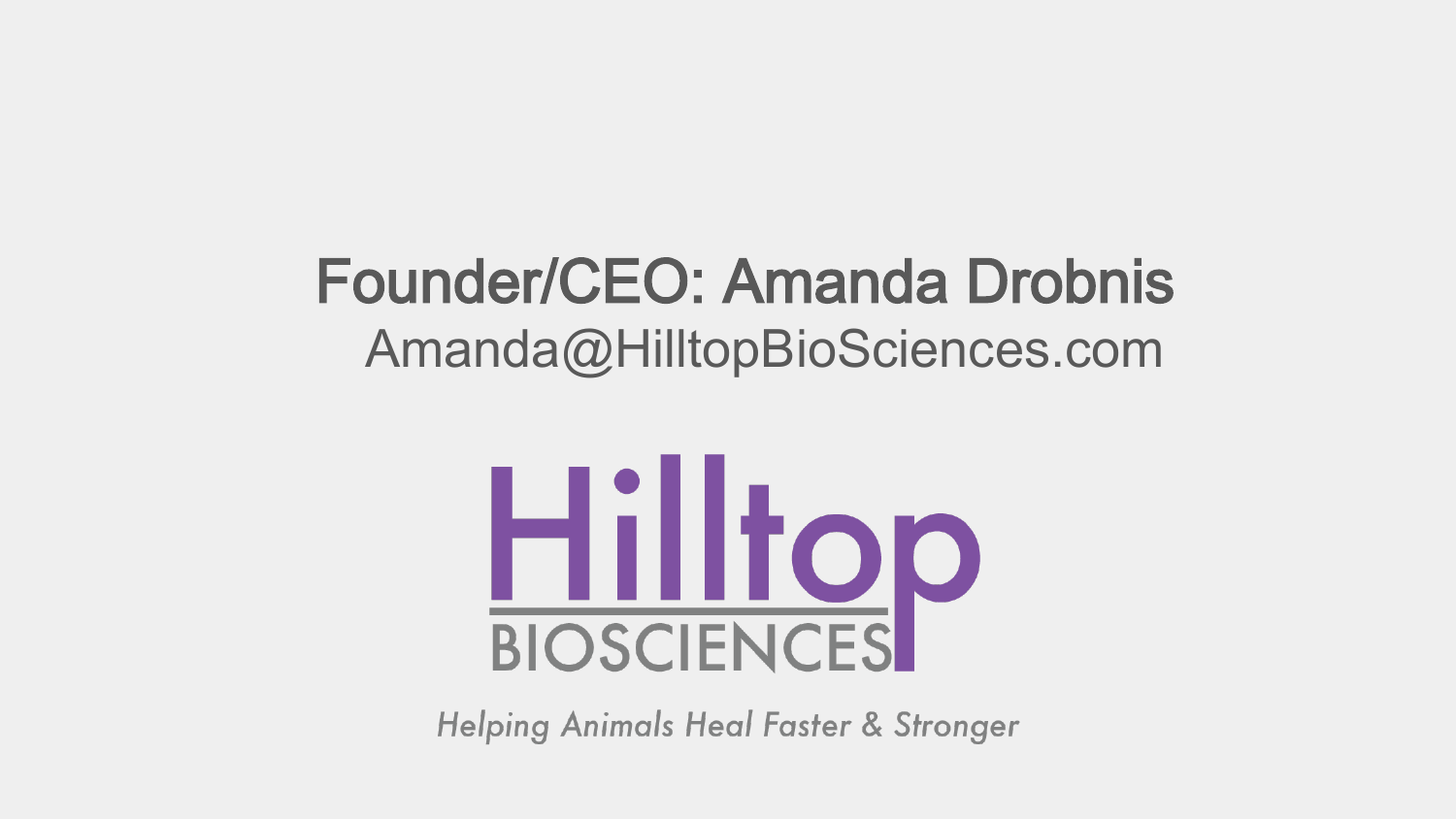# Founder/CEO: Amanda Drobnis

Amanda@HilltopBioSciences.com

Hilltop

BIOSCIENCES

*Helping Animals Heal Faster & Stronger*